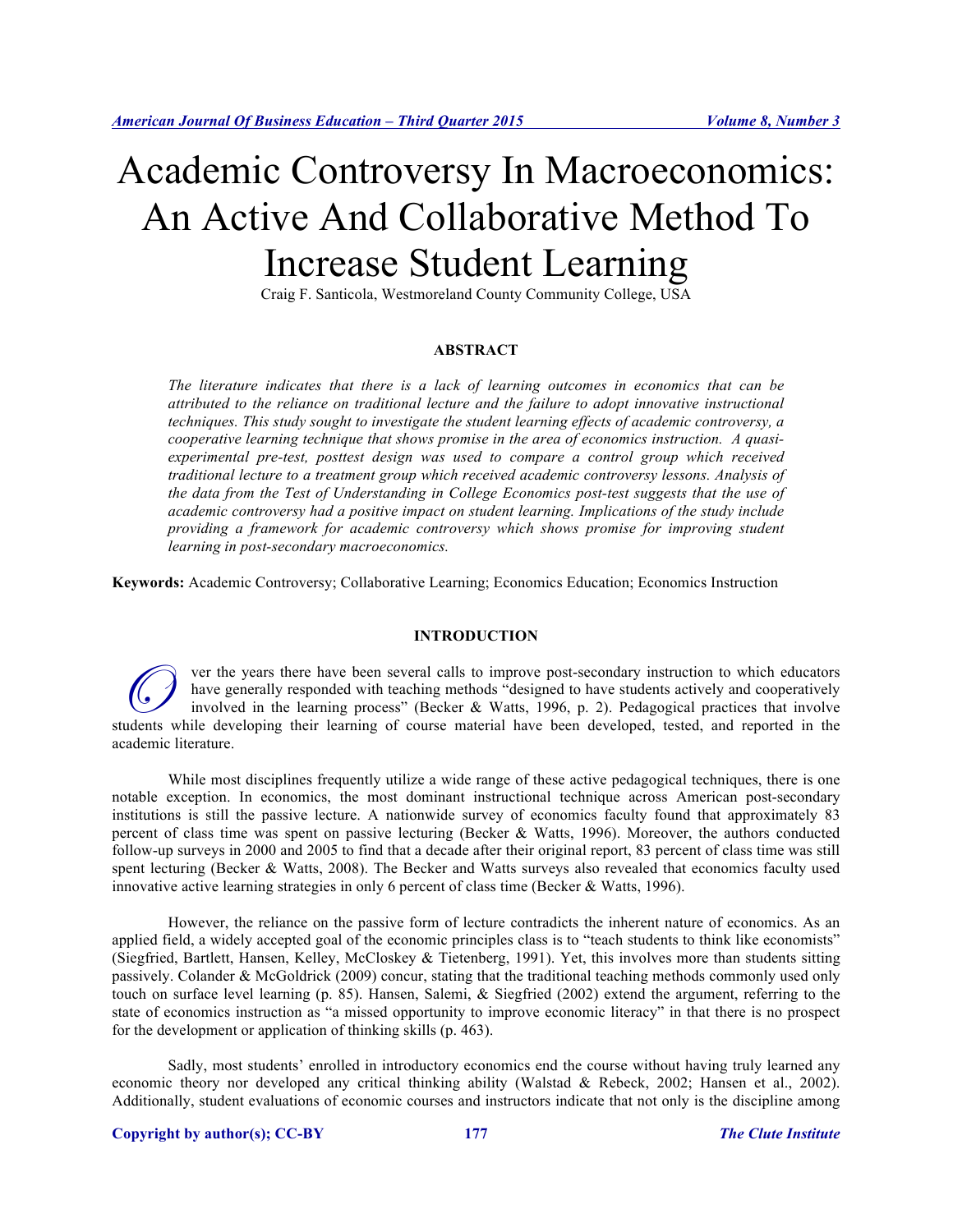# Academic Controversy In Macroeconomics: An Active And Collaborative Method To Increase Student Learning

Craig F. Santicola, Westmoreland County Community College, USA

## ABSTRACT

*The literature indicates that there is a lack of learning outcomes in economics that can be attributed to the reliance on traditional lecture and the failure to adopt innovative instructional techniques. This study sought to investigate the student learning effects of academic controversy, a cooperative learning technique that shows promise in the area of economics instruction. A quasi-experimental pre-test, posttest design was used to compare a control group which received traditional lecture to a treatment group which received academic controversy lessons. Analysis of the data from the Test of Understanding in College Economics post-test suggests that the use of academic controversy had a positive impact on student learning. Implications of the study include providing a framework for academic controversy which shows promise for improving student learning in post-secondary macroeconomics.*

**Keywords:** Academic Controversy; Collaborative Learning; Economics Education; Economics Instruction

## INTRODUCTION

Over the years there have been several calls to improve post-secondary instruction to which educators have generally responded with teaching methods "designed to have students actively and cooperatively involved in the learning process" (Becker & Watts, 1996, p. 2). Pedagogical practices that involve students while developing their learning of course material have been developed, tested, and reported in the academic literature.

While most disciplines frequently utilize a wide range of these active pedagogical techniques, there is one notable exception. In economics, the most dominant instructional technique across American post-secondary institutions is still the passive lecture. A nationwide survey of economics faculty found that approximately 83 percent of class time was spent on passive lecturing (Becker & Watts, 1996). Moreover, the authors conducted follow-up surveys in 2000 and 2005 to find that a decade after their original report, 83 percent of class time was still spent lecturing (Becker & Watts, 2008). The Becker and Watts surveys also revealed that economics faculty used innovative active learning strategies in only 6 percent of class time (Becker & Watts, 1996).

However, the reliance on the passive form of lecture contradicts the inherent nature of economics. As an applied field, a widely accepted goal of the economic principles class is to "teach students to think like economists" (Siegfried, Bartlett, Hansen, Kelley, McCloskey & Tietenberg, 1991). Yet, this involves more than students sitting passively. Colander & McGoldrick (2009) concur, stating that the traditional teaching methods commonly used only touch on surface level learning (p. 85). Hansen, Salemi, & Siegfried (2002) extend the argument, referring to the state of economics instruction as "a missed opportunity to improve economic literacy" in that there is no prospect for the development or application of thinking skills (p. 463).

Sadly, most students' enrolled in introductory economics end the course without having truly learned any economic theory nor developed any critical thinking ability (Walstad & Rebeck, 2002; Hansen et al., 2002). Additionally, student evaluations of economic courses and instructors indicate that not only is the discipline among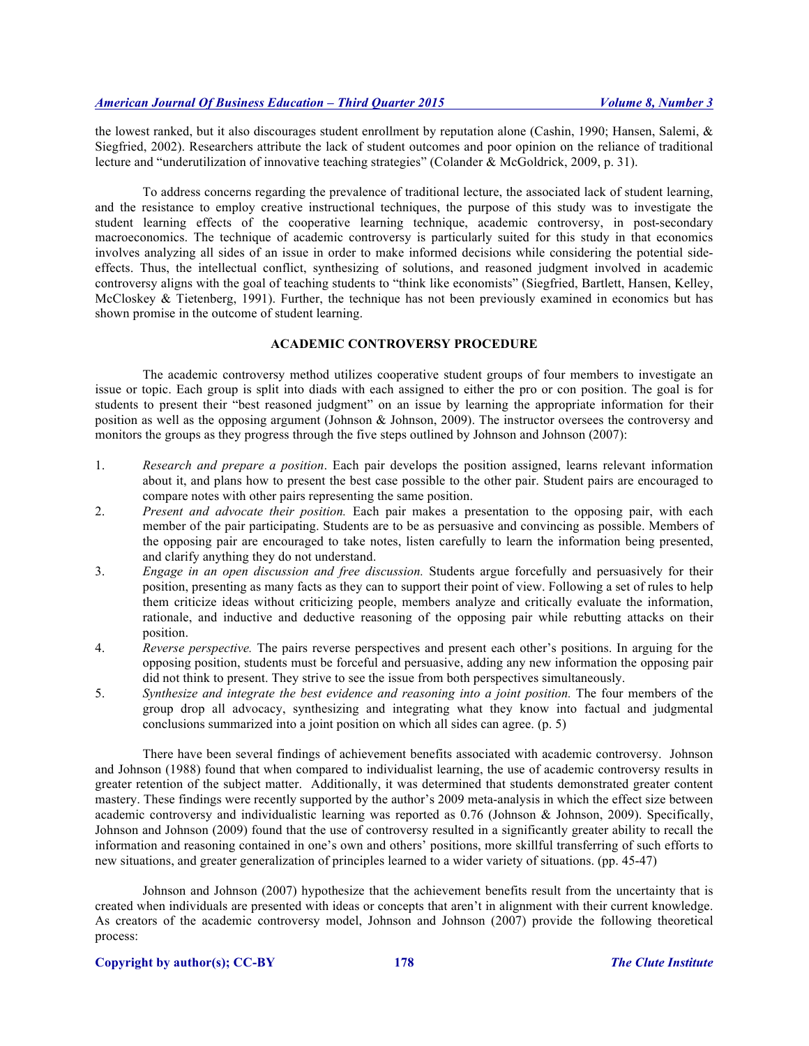the lowest ranked, but it also discourages student enrollment by reputation alone (Cashin, 1990; Hansen, Salemi, & Siegfried, 2002). Researchers attribute the lack of student outcomes and poor opinion on the reliance of traditional lecture and "underutilization of innovative teaching strategies" (Colander & McGoldrick, 2009, p. 31).

To address concerns regarding the prevalence of traditional lecture, the associated lack of student learning, and the resistance to employ creative instructional techniques, the purpose of this study was to investigate the student learning effects of the cooperative learning technique, academic controversy, in post-secondary macroeconomics. The technique of academic controversy is particularly suited for this study in that economics involves analyzing all sides of an issue in order to make informed decisions while considering the potential side-effects. Thus, the intellectual conflict, synthesizing of solutions, and reasoned judgment involved in academic controversy aligns with the goal of teaching students to "think like economists" (Siegfried, Bartlett, Hansen, Kelley, McCloskey & Tietenberg, 1991). Further, the technique has not been previously examined in economics but has shown promise in the outcome of student learning.

## ACADEMIC CONTROVERSY PROCEDURE

The academic controversy method utilizes cooperative student groups of four members to investigate an issue or topic. Each group is split into diads with each assigned to either the pro or con position. The goal is for students to present their "best reasoned judgment" on an issue by learning the appropriate information for their position as well as the opposing argument (Johnson & Johnson, 2009). The instructor oversees the controversy and monitors the groups as they progress through the five steps outlined by Johnson and Johnson (2007):

1. *Research and prepare a position*. Each pair develops the position assigned, learns relevant information about it, and plans how to present the best case possible to the other pair. Student pairs are encouraged to compare notes with other pairs representing the same position.
2. *Present and advocate their position.* Each pair makes a presentation to the opposing pair, with each member of the pair participating. Students are to be as persuasive and convincing as possible. Members of the opposing pair are encouraged to take notes, listen carefully to learn the information being presented, and clarify anything they do not understand.
3. *Engage in an open discussion and free discussion.* Students argue forcefully and persuasively for their position, presenting as many facts as they can to support their point of view. Following a set of rules to help them criticize ideas without criticizing people, members analyze and critically evaluate the information, rationale, and inductive and deductive reasoning of the opposing pair while rebutting attacks on their position.
4. *Reverse perspective.* The pairs reverse perspectives and present each other's positions. In arguing for the opposing position, students must be forceful and persuasive, adding any new information the opposing pair did not think to present. They strive to see the issue from both perspectives simultaneously.
5. *Synthesize and integrate the best evidence and reasoning into a joint position.* The four members of the group drop all advocacy, synthesizing and integrating what they know into factual and judgmental conclusions summarized into a joint position on which all sides can agree. (p. 5)

There have been several findings of achievement benefits associated with academic controversy. Johnson and Johnson (1988) found that when compared to individualist learning, the use of academic controversy results in greater retention of the subject matter. Additionally, it was determined that students demonstrated greater content mastery. These findings were recently supported by the author's 2009 meta-analysis in which the effect size between academic controversy and individualistic learning was reported as 0.76 (Johnson & Johnson, 2009). Specifically, Johnson and Johnson (2009) found that the use of controversy resulted in a significantly greater ability to recall the information and reasoning contained in one's own and others' positions, more skillful transferring of such efforts to new situations, and greater generalization of principles learned to a wider variety of situations. (pp. 45-47)

Johnson and Johnson (2007) hypothesize that the achievement benefits result from the uncertainty that is created when individuals are presented with ideas or concepts that aren't in alignment with their current knowledge. As creators of the academic controversy model, Johnson and Johnson (2007) provide the following theoretical process: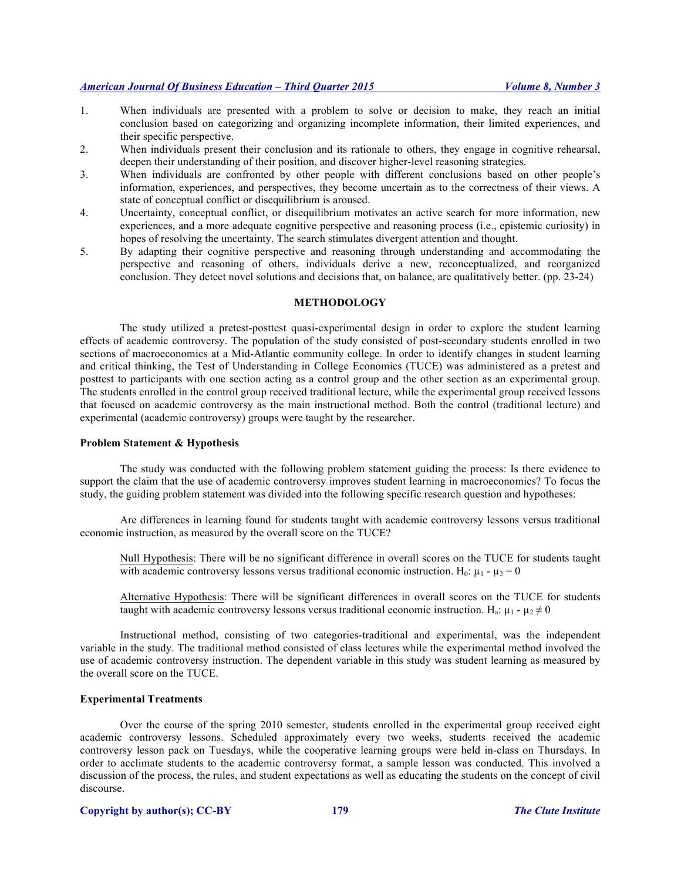1. When individuals are presented with a problem to solve or decision to make, they reach an initial conclusion based on categorizing and organizing incomplete information, their limited experiences, and their specific perspective.
2. When individuals present their conclusion and its rationale to others, they engage in cognitive rehearsal, deepen their understanding of their position, and discover higher-level reasoning strategies.
3. When individuals are confronted by other people with different conclusions based on other people's information, experiences, and perspectives, they become uncertain as to the correctness of their views. A state of conceptual conflict or disequilibrium is aroused.
4. Uncertainty, conceptual conflict, or disequilibrium motivates an active search for more information, new experiences, and a more adequate cognitive perspective and reasoning process (i.e., epistemic curiosity) in hopes of resolving the uncertainty. The search stimulates divergent attention and thought.
5. By adapting their cognitive perspective and reasoning through understanding and accommodating the perspective and reasoning of others, individuals derive a new, reconceptualized, and reorganized conclusion. They detect novel solutions and decisions that, on balance, are qualitatively better. (pp. 23-24)

## METHODOLOGY

The study utilized a pretest-posttest quasi-experimental design in order to explore the student learning effects of academic controversy. The population of the study consisted of post-secondary students enrolled in two sections of macroeconomics at a Mid-Atlantic community college. In order to identify changes in student learning and critical thinking, the Test of Understanding in College Economics (TUCE) was administered as a pretest and posttest to participants with one section acting as a control group and the other section as an experimental group. The students enrolled in the control group received traditional lecture, while the experimental group received lessons that focused on academic controversy as the main instructional method. Both the control (traditional lecture) and experimental (academic controversy) groups were taught by the researcher.

### Problem Statement & Hypothesis

The study was conducted with the following problem statement guiding the process: Is there evidence to support the claim that the use of academic controversy improves student learning in macroeconomics? To focus the study, the guiding problem statement was divided into the following specific research question and hypotheses:

Are differences in learning found for students taught with academic controversy lessons versus traditional economic instruction, as measured by the overall score on the TUCE?

> Null Hypothesis: There will be no significant difference in overall scores on the TUCE for students taught with academic controversy lessons versus traditional economic instruction. $H_0$: $\mu_1 - \mu_2 = 0$
>
> Alternative Hypothesis: There will be significant differences in overall scores on the TUCE for students taught with academic controversy lessons versus traditional economic instruction. $H_a$: $\mu_1 - \mu_2 \neq 0$

Instructional method, consisting of two categories-traditional and experimental, was the independent variable in the study. The traditional method consisted of class lectures while the experimental method involved the use of academic controversy instruction. The dependent variable in this study was student learning as measured by the overall score on the TUCE.

### Experimental Treatments

Over the course of the spring 2010 semester, students enrolled in the experimental group received eight academic controversy lessons. Scheduled approximately every two weeks, students received the academic controversy lesson pack on Tuesdays, while the cooperative learning groups were held in-class on Thursdays. In order to acclimate students to the academic controversy format, a sample lesson was conducted. This involved a discussion of the process, the rules, and student expectations as well as educating the students on the concept of civil discourse.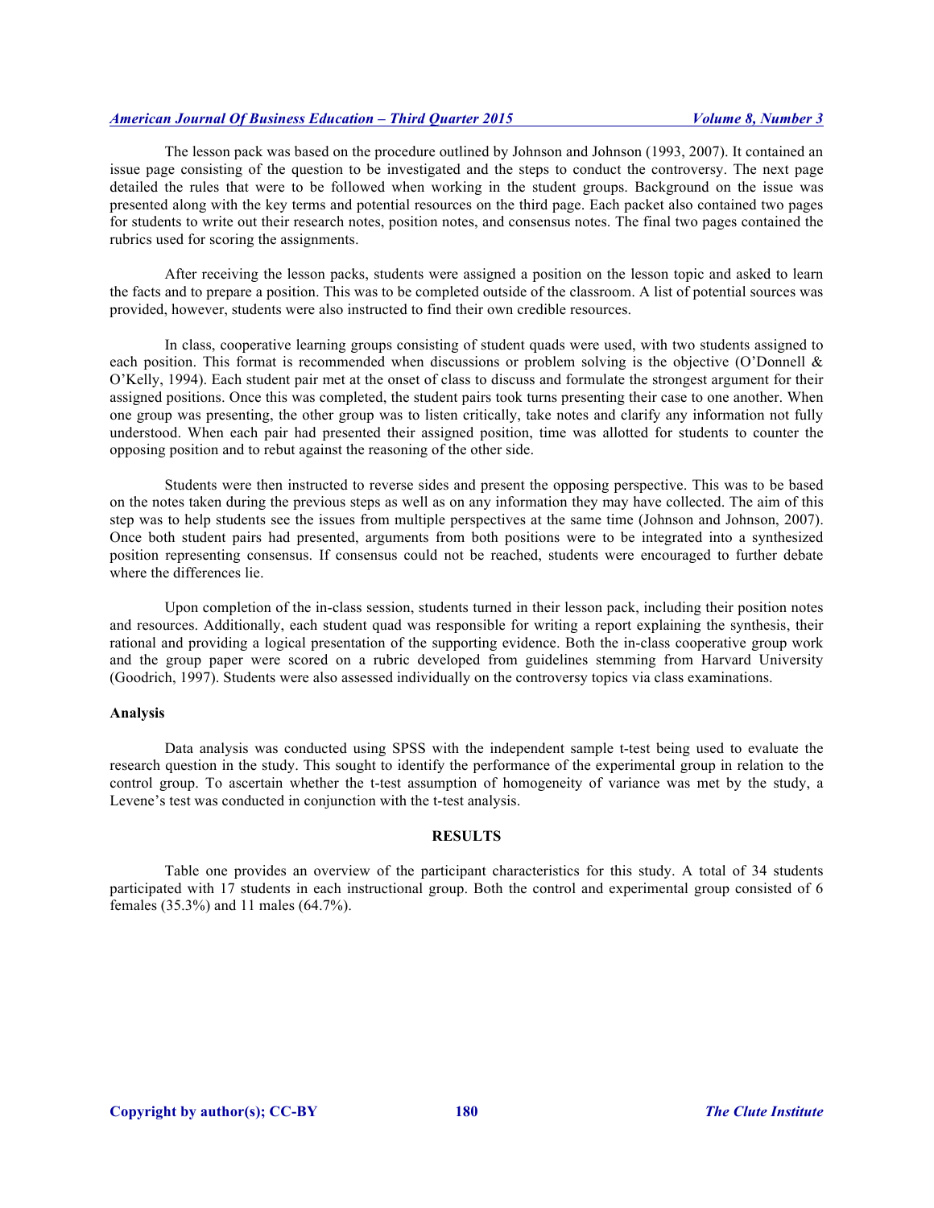The lesson pack was based on the procedure outlined by Johnson and Johnson (1993, 2007). It contained an issue page consisting of the question to be investigated and the steps to conduct the controversy. The next page detailed the rules that were to be followed when working in the student groups. Background on the issue was presented along with the key terms and potential resources on the third page. Each packet also contained two pages for students to write out their research notes, position notes, and consensus notes. The final two pages contained the rubrics used for scoring the assignments.

After receiving the lesson packs, students were assigned a position on the lesson topic and asked to learn the facts and to prepare a position. This was to be completed outside of the classroom. A list of potential sources was provided, however, students were also instructed to find their own credible resources.

In class, cooperative learning groups consisting of student quads were used, with two students assigned to each position. This format is recommended when discussions or problem solving is the objective (O'Donnell & O'Kelly, 1994). Each student pair met at the onset of class to discuss and formulate the strongest argument for their assigned positions. Once this was completed, the student pairs took turns presenting their case to one another. When one group was presenting, the other group was to listen critically, take notes and clarify any information not fully understood. When each pair had presented their assigned position, time was allotted for students to counter the opposing position and to rebut against the reasoning of the other side.

Students were then instructed to reverse sides and present the opposing perspective. This was to be based on the notes taken during the previous steps as well as on any information they may have collected. The aim of this step was to help students see the issues from multiple perspectives at the same time (Johnson and Johnson, 2007). Once both student pairs had presented, arguments from both positions were to be integrated into a synthesized position representing consensus. If consensus could not be reached, students were encouraged to further debate where the differences lie.

Upon completion of the in-class session, students turned in their lesson pack, including their position notes and resources. Additionally, each student quad was responsible for writing a report explaining the synthesis, their rational and providing a logical presentation of the supporting evidence. Both the in-class cooperative group work and the group paper were scored on a rubric developed from guidelines stemming from Harvard University (Goodrich, 1997). Students were also assessed individually on the controversy topics via class examinations.

**Analysis**

Data analysis was conducted using SPSS with the independent sample t-test being used to evaluate the research question in the study. This sought to identify the performance of the experimental group in relation to the control group. To ascertain whether the t-test assumption of homogeneity of variance was met by the study, a Levene's test was conducted in conjunction with the t-test analysis.

## RESULTS

Table one provides an overview of the participant characteristics for this study. A total of 34 students participated with 17 students in each instructional group. Both the control and experimental group consisted of 6 females (35.3%) and 11 males (64.7%).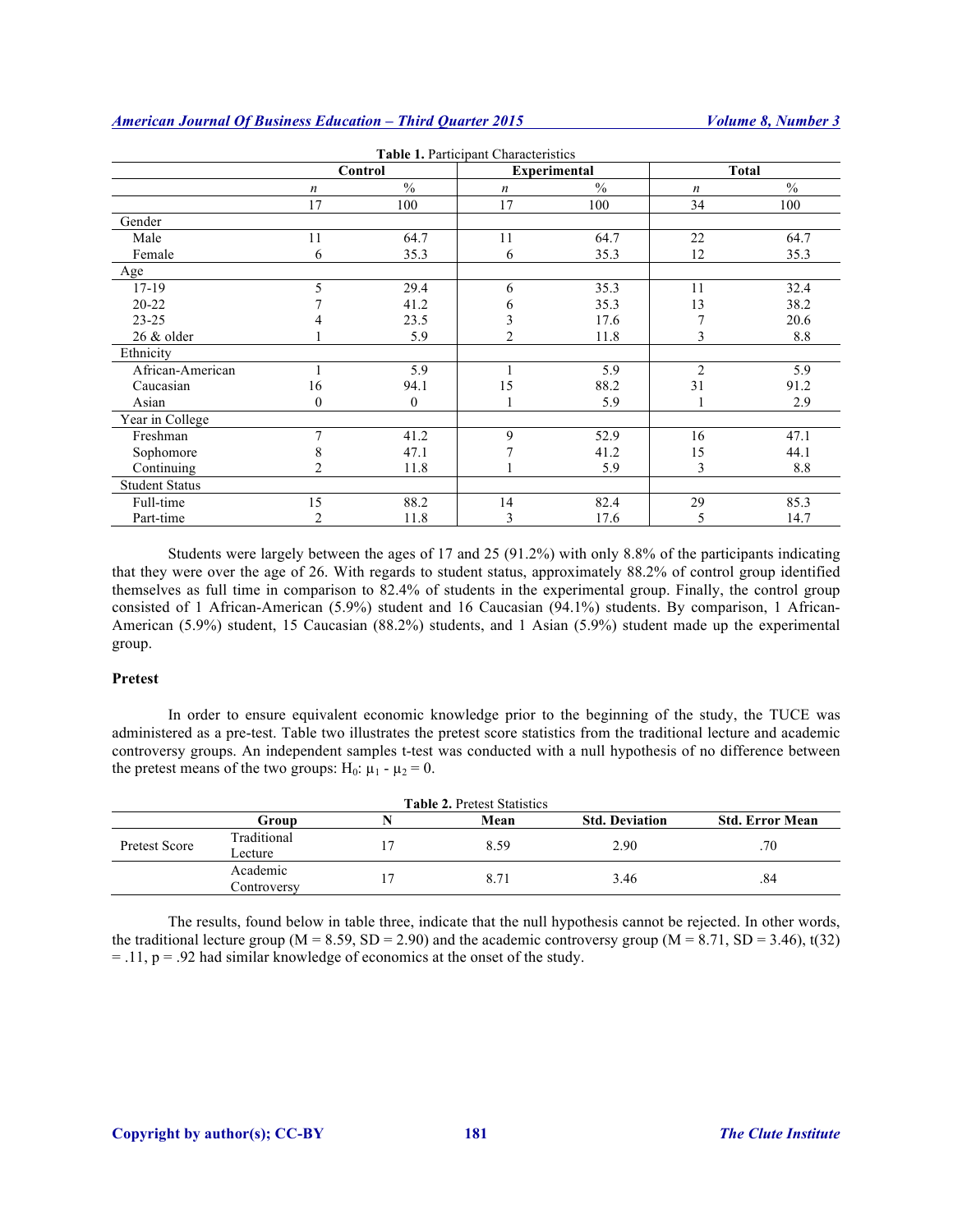**Table 1.** Participant Characteristics

| | Control | | Experimental | | Total | |
|---|---|---|---|---|---|---|
| | *n* | % | *n* | % | *n* | % |
| | 17 | 100 | 17 | 100 | 34 | 100 |
| Gender | | | | | | |
| Male | 11 | 64.7 | 11 | 64.7 | 22 | 64.7 |
| Female | 6 | 35.3 | 6 | 35.3 | 12 | 35.3 |
| Age | | | | | | |
| 17-19 | 5 | 29.4 | 6 | 35.3 | 11 | 32.4 |
| 20-22 | 7 | 41.2 | 6 | 35.3 | 13 | 38.2 |
| 23-25 | 4 | 23.5 | 3 | 17.6 | 7 | 20.6 |
| 26 & older | 1 | 5.9 | 2 | 11.8 | 3 | 8.8 |
| Ethnicity | | | | | | |
| African-American | 1 | 5.9 | 1 | 5.9 | 2 | 5.9 |
| Caucasian | 16 | 94.1 | 15 | 88.2 | 31 | 91.2 |
| Asian | 0 | 0 | 1 | 5.9 | 1 | 2.9 |
| Year in College | | | | | | |
| Freshman | 7 | 41.2 | 9 | 52.9 | 16 | 47.1 |
| Sophomore | 8 | 47.1 | 7 | 41.2 | 15 | 44.1 |
| Continuing | 2 | 11.8 | 1 | 5.9 | 3 | 8.8 |
| Student Status | | | | | | |
| Full-time | 15 | 88.2 | 14 | 82.4 | 29 | 85.3 |
| Part-time | 2 | 11.8 | 3 | 17.6 | 5 | 14.7 |

Students were largely between the ages of 17 and 25 (91.2%) with only 8.8% of the participants indicating that they were over the age of 26. With regards to student status, approximately 88.2% of control group identified themselves as full time in comparison to 82.4% of students in the experimental group. Finally, the control group consisted of 1 African-American (5.9%) student and 16 Caucasian (94.1%) students. By comparison, 1 African-American (5.9%) student, 15 Caucasian (88.2%) students, and 1 Asian (5.9%) student made up the experimental group.

### Pretest

In order to ensure equivalent economic knowledge prior to the beginning of the study, the TUCE was administered as a pre-test. Table two illustrates the pretest score statistics from the traditional lecture and academic controversy groups. An independent samples t-test was conducted with a null hypothesis of no difference between the pretest means of the two groups: $H_0$: $\mu_1 - \mu_2 = 0$.

**Table 2.** Pretest Statistics

| | Group | N | Mean | Std. Deviation | Std. Error Mean |
|---|---|---|---|---|---|
| Pretest Score | Traditional Lecture | 17 | 8.59 | 2.90 | .70 |
| | Academic Controversy | 17 | 8.71 | 3.46 | .84 |

The results, found below in table three, indicate that the null hypothesis cannot be rejected. In other words, the traditional lecture group (M = 8.59, SD = 2.90) and the academic controversy group (M = 8.71, SD = 3.46), $t(32) = .11$, $p = .92$ had similar knowledge of economics at the onset of the study.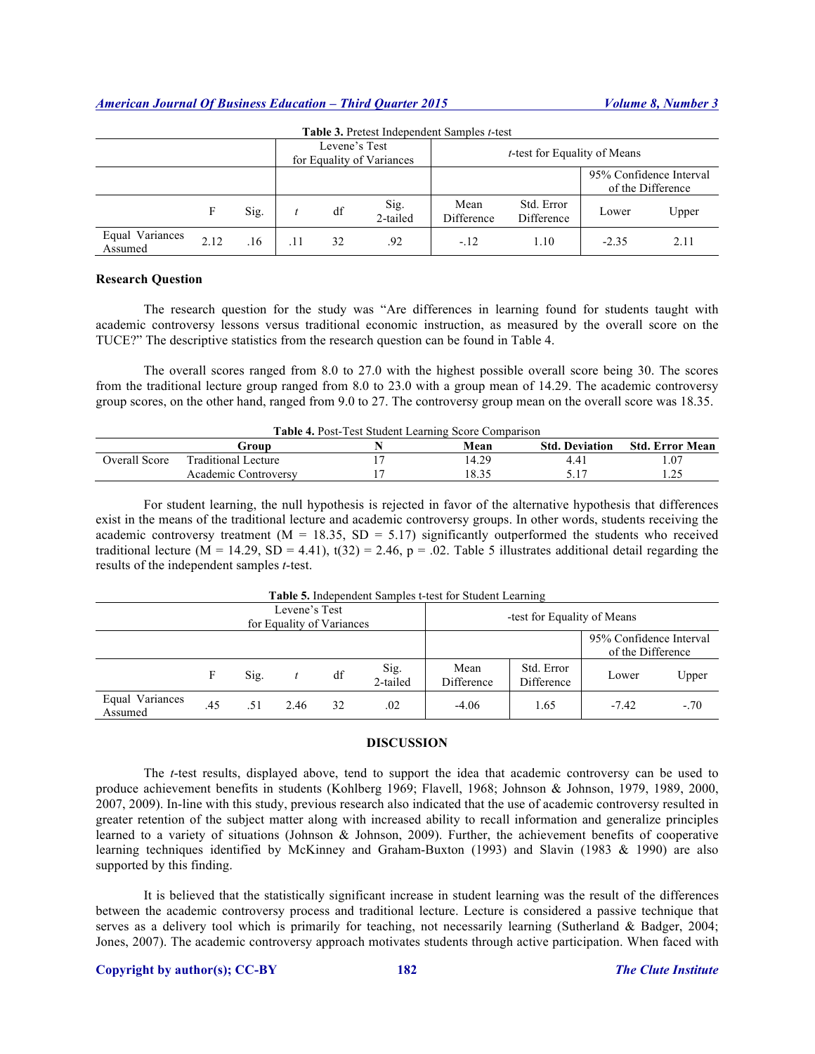**Table 3.** Pretest Independent Samples *t*-test

| | Levene's Test for Equality of Variances | | *t*-test for Equality of Means | | | | | 95% Confidence Interval of the Difference | |
|---|---|---|---|---|---|---|---|---|---|
| | F | Sig. | *t* | df | Sig. 2-tailed | Mean Difference | Std. Error Difference | Lower | Upper |
| Equal Variances Assumed | 2.12 | .16 | .11 | 32 | .92 | -.12 | 1.10 | -2.35 | 2.11 |

**Research Question**

The research question for the study was "Are differences in learning found for students taught with academic controversy lessons versus traditional economic instruction, as measured by the overall score on the TUCE?" The descriptive statistics from the research question can be found in Table 4.

The overall scores ranged from 8.0 to 27.0 with the highest possible overall score being 30. The scores from the traditional lecture group ranged from 8.0 to 23.0 with a group mean of 14.29. The academic controversy group scores, on the other hand, ranged from 9.0 to 27. The controversy group mean on the overall score was 18.35.

**Table 4.** Post-Test Student Learning Score Comparison

| | Group | N | Mean | Std. Deviation | Std. Error Mean |
|---|---|---|---|---|---|
| Overall Score | Traditional Lecture | 17 | 14.29 | 4.41 | 1.07 |
| | Academic Controversy | 17 | 18.35 | 5.17 | 1.25 |

For student learning, the null hypothesis is rejected in favor of the alternative hypothesis that differences exist in the means of the traditional lecture and academic controversy groups. In other words, students receiving the academic controversy treatment ($M = 18.35$, $SD = 5.17$) significantly outperformed the students who received traditional lecture ($M = 14.29$, $SD = 4.41$), $t(32) = 2.46$, $p = .02$. Table 5 illustrates additional detail regarding the results of the independent samples *t*-test.

**Table 5.** Independent Samples t-test for Student Learning

| | Levene's Test for Equality of Variances | | -test for Equality of Means | | | | | 95% Confidence Interval of the Difference | |
|---|---|---|---|---|---|---|---|---|---|
| | F | Sig. | *t* | df | Sig. 2-tailed | Mean Difference | Std. Error Difference | Lower | Upper |
| Equal Variances Assumed | .45 | .51 | 2.46 | 32 | .02 | -4.06 | 1.65 | -7.42 | -.70 |

## DISCUSSION

The *t*-test results, displayed above, tend to support the idea that academic controversy can be used to produce achievement benefits in students (Kohlberg 1969; Flavell, 1968; Johnson & Johnson, 1979, 1989, 2000, 2007, 2009). In-line with this study, previous research also indicated that the use of academic controversy resulted in greater retention of the subject matter along with increased ability to recall information and generalize principles learned to a variety of situations (Johnson & Johnson, 2009). Further, the achievement benefits of cooperative learning techniques identified by McKinney and Graham-Buxton (1993) and Slavin (1983 & 1990) are also supported by this finding.

It is believed that the statistically significant increase in student learning was the result of the differences between the academic controversy process and traditional lecture. Lecture is considered a passive technique that serves as a delivery tool which is primarily for teaching, not necessarily learning (Sutherland & Badger, 2004; Jones, 2007). The academic controversy approach motivates students through active participation. When faced with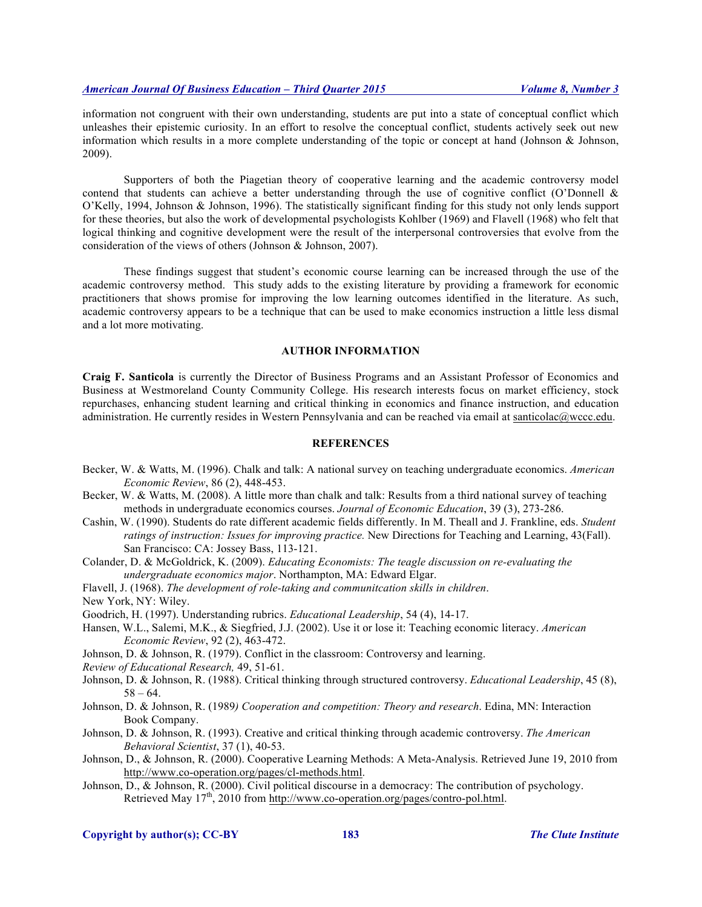information not congruent with their own understanding, students are put into a state of conceptual conflict which unleashes their epistemic curiosity. In an effort to resolve the conceptual conflict, students actively seek out new information which results in a more complete understanding of the topic or concept at hand (Johnson & Johnson, 2009).

Supporters of both the Piagetian theory of cooperative learning and the academic controversy model contend that students can achieve a better understanding through the use of cognitive conflict (O'Donnell & O'Kelly, 1994, Johnson & Johnson, 1996). The statistically significant finding for this study not only lends support for these theories, but also the work of developmental psychologists Kohlber (1969) and Flavell (1968) who felt that logical thinking and cognitive development were the result of the interpersonal controversies that evolve from the consideration of the views of others (Johnson & Johnson, 2007).

These findings suggest that student's economic course learning can be increased through the use of the academic controversy method. This study adds to the existing literature by providing a framework for economic practitioners that shows promise for improving the low learning outcomes identified in the literature. As such, academic controversy appears to be a technique that can be used to make economics instruction a little less dismal and a lot more motivating.

## AUTHOR INFORMATION

**Craig F. Santicola** is currently the Director of Business Programs and an Assistant Professor of Economics and Business at Westmoreland County Community College. His research interests focus on market efficiency, stock repurchases, enhancing student learning and critical thinking in economics and finance instruction, and education administration. He currently resides in Western Pennsylvania and can be reached via email at santicolac@wccc.edu.

## REFERENCES

Becker, W. & Watts, M. (1996). Chalk and talk: A national survey on teaching undergraduate economics. *American Economic Review*, 86 (2), 448-453.

Becker, W. & Watts, M. (2008). A little more than chalk and talk: Results from a third national survey of teaching methods in undergraduate economics courses. *Journal of Economic Education*, 39 (3), 273-286.

Cashin, W. (1990). Students do rate different academic fields differently. In M. Theall and J. Frankline, eds. *Student ratings of instruction: Issues for improving practice.* New Directions for Teaching and Learning, 43(Fall). San Francisco: CA: Jossey Bass, 113-121.

Colander, D. & McGoldrick, K. (2009). *Educating Economists: The teagle discussion on re-evaluating the undergraduate economics major*. Northampton, MA: Edward Elgar.

Flavell, J. (1968). *The development of role-taking and communitcation skills in children*.
New York, NY: Wiley.

Goodrich, H. (1997). Understanding rubrics. *Educational Leadership*, 54 (4), 14-17.

Hansen, W.L., Salemi, M.K., & Siegfried, J.J. (2002). Use it or lose it: Teaching economic literacy. *American Economic Review*, 92 (2), 463-472.

Johnson, D. & Johnson, R. (1979). Conflict in the classroom: Controversy and learning.
*Review of Educational Research,* 49, 51-61.

Johnson, D. & Johnson, R. (1988). Critical thinking through structured controversy. *Educational Leadership*, 45 (8), 58 – 64.

Johnson, D. & Johnson, R. (1989*) Cooperation and competition: Theory and research*. Edina, MN: Interaction Book Company.

Johnson, D. & Johnson, R. (1993). Creative and critical thinking through academic controversy. *The American Behavioral Scientist*, 37 (1), 40-53.

Johnson, D., & Johnson, R. (2000). Cooperative Learning Methods: A Meta-Analysis. Retrieved June 19, 2010 from http://www.co-operation.org/pages/cl-methods.html.

Johnson, D., & Johnson, R. (2000). Civil political discourse in a democracy: The contribution of psychology. Retrieved May 17th, 2010 from http://www.co-operation.org/pages/contro-pol.html.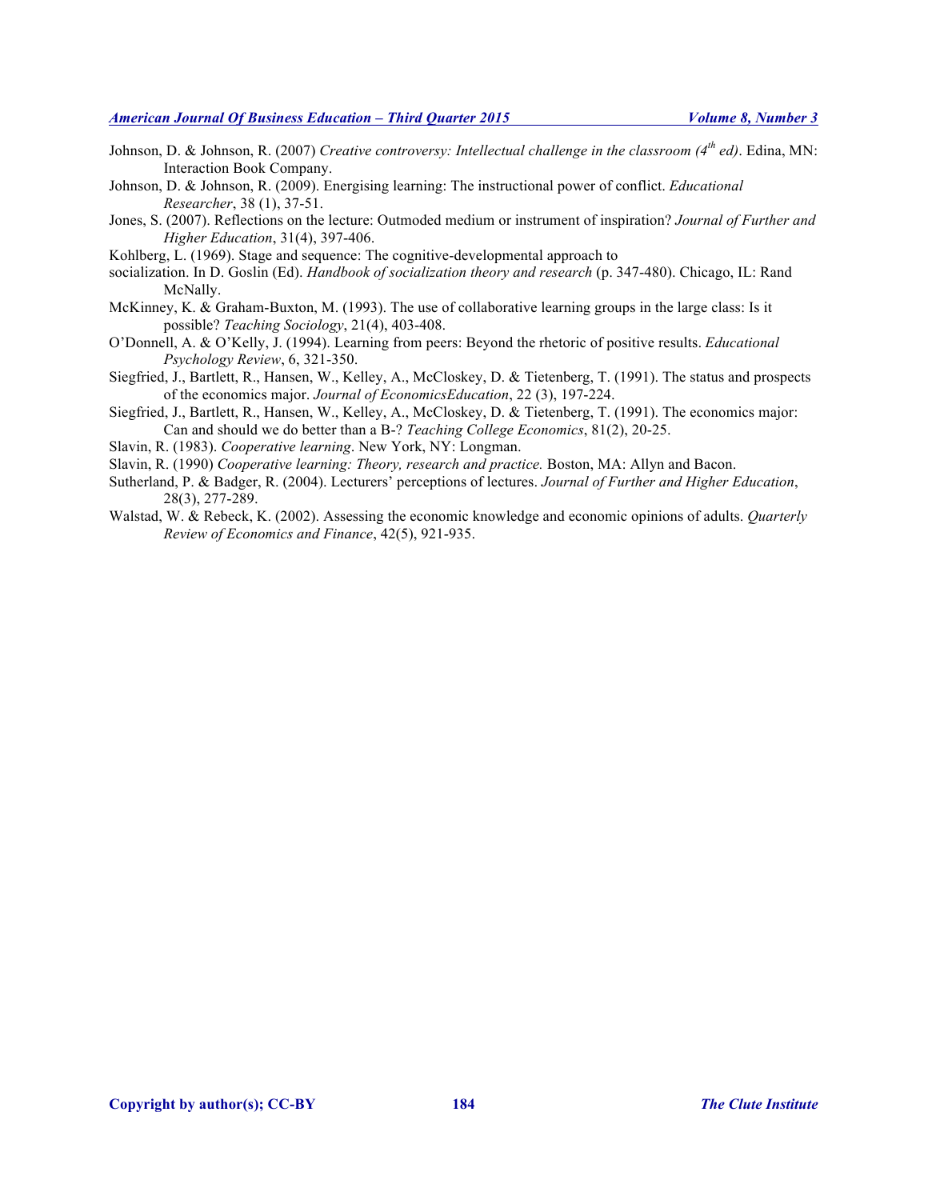Johnson, D. & Johnson, R. (2007) *Creative controversy: Intellectual challenge in the classroom (4th ed)*. Edina, MN: Interaction Book Company.

Johnson, D. & Johnson, R. (2009). Energising learning: The instructional power of conflict. *Educational Researcher*, 38 (1), 37-51.

Jones, S. (2007). Reflections on the lecture: Outmoded medium or instrument of inspiration? *Journal of Further and Higher Education*, 31(4), 397-406.

Kohlberg, L. (1969). Stage and sequence: The cognitive-developmental approach to socialization. In D. Goslin (Ed). *Handbook of socialization theory and research* (p. 347-480). Chicago, IL: Rand McNally.

McKinney, K. & Graham-Buxton, M. (1993). The use of collaborative learning groups in the large class: Is it possible? *Teaching Sociology*, 21(4), 403-408.

O'Donnell, A. & O'Kelly, J. (1994). Learning from peers: Beyond the rhetoric of positive results. *Educational Psychology Review*, 6, 321-350.

Siegfried, J., Bartlett, R., Hansen, W., Kelley, A., McCloskey, D. & Tietenberg, T. (1991). The status and prospects of the economics major. *Journal of EconomicsEducation*, 22 (3), 197-224.

Siegfried, J., Bartlett, R., Hansen, W., Kelley, A., McCloskey, D. & Tietenberg, T. (1991). The economics major: Can and should we do better than a B-? *Teaching College Economics*, 81(2), 20-25.

Slavin, R. (1983). *Cooperative learning*. New York, NY: Longman.

Slavin, R. (1990) *Cooperative learning: Theory, research and practice.* Boston, MA: Allyn and Bacon.

Sutherland, P. & Badger, R. (2004). Lecturers' perceptions of lectures. *Journal of Further and Higher Education*, 28(3), 277-289.

Walstad, W. & Rebeck, K. (2002). Assessing the economic knowledge and economic opinions of adults. *Quarterly Review of Economics and Finance*, 42(5), 921-935.